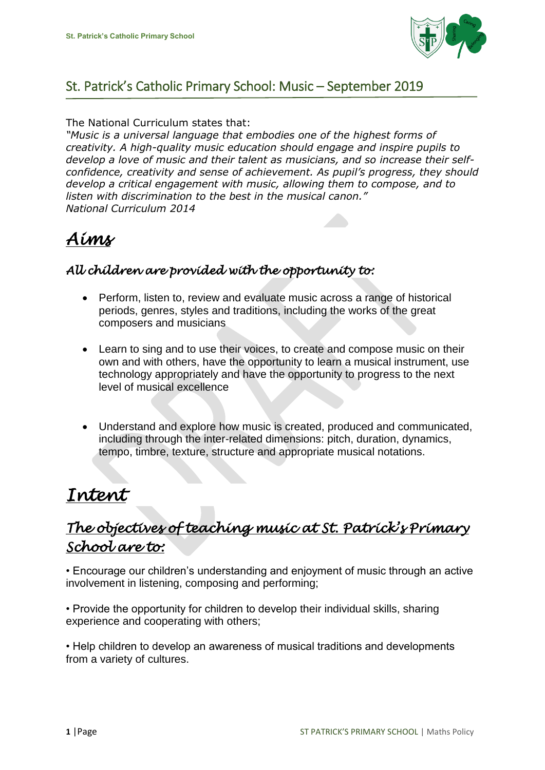# St. Patrick's Catholic Primary School: Music – September 2019

The National Curriculum states that:

*"Music is a universal language that embodies one of the highest forms of creativity. A high-quality music education should engage and inspire pupils to develop a love of music and their talent as musicians, and so increase their self-confidence, creativity and sense of achievement. As pupil's progress, they should develop a critical engagement with music, allowing them to compose, and to listen with discrimination to the best in the musical canon."*
*National Curriculum 2014*

## Aims

### *All children are provided with the opportunity to:*

- Perform, listen to, review and evaluate music across a range of historical periods, genres, styles and traditions, including the works of the great composers and musicians
- Learn to sing and to use their voices, to create and compose music on their own and with others, have the opportunity to learn a musical instrument, use technology appropriately and have the opportunity to progress to the next level of musical excellence
- Understand and explore how music is created, produced and communicated, including through the inter-related dimensions: pitch, duration, dynamics, tempo, timbre, texture, structure and appropriate musical notations.

## Intent

### *The objectives of teaching music at St. Patrick's Primary School are to:*

• Encourage our children's understanding and enjoyment of music through an active involvement in listening, composing and performing;

• Provide the opportunity for children to develop their individual skills, sharing experience and cooperating with others;

• Help children to develop an awareness of musical traditions and developments from a variety of cultures.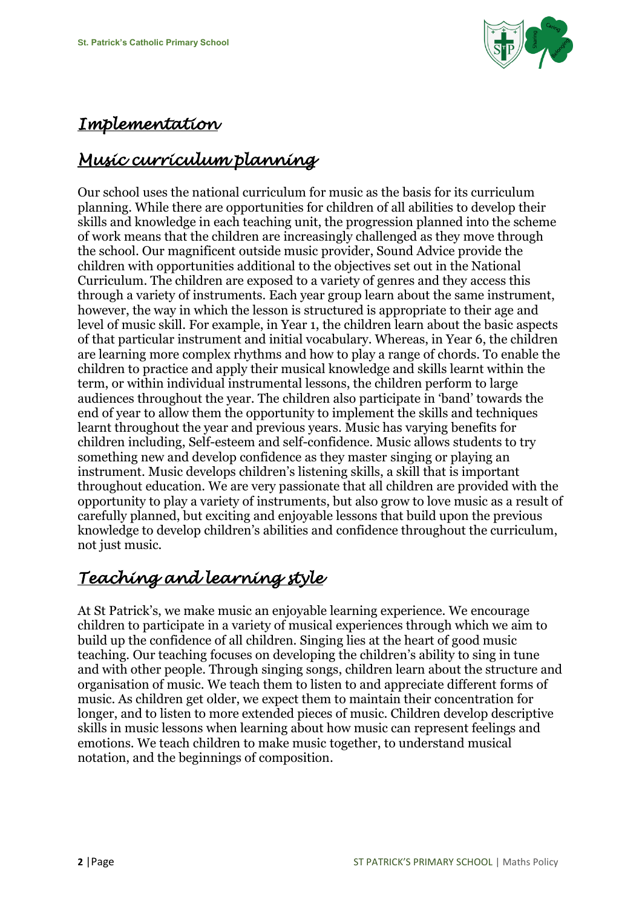## *Implementation*

## *Music curriculum planning*

Our school uses the national curriculum for music as the basis for its curriculum planning. While there are opportunities for children of all abilities to develop their skills and knowledge in each teaching unit, the progression planned into the scheme of work means that the children are increasingly challenged as they move through the school. Our magnificent outside music provider, Sound Advice provide the children with opportunities additional to the objectives set out in the National Curriculum. The children are exposed to a variety of genres and they access this through a variety of instruments. Each year group learn about the same instrument, however, the way in which the lesson is structured is appropriate to their age and level of music skill. For example, in Year 1, the children learn about the basic aspects of that particular instrument and initial vocabulary. Whereas, in Year 6, the children are learning more complex rhythms and how to play a range of chords. To enable the children to practice and apply their musical knowledge and skills learnt within the term, or within individual instrumental lessons, the children perform to large audiences throughout the year. The children also participate in 'band' towards the end of year to allow them the opportunity to implement the skills and techniques learnt throughout the year and previous years. Music has varying benefits for children including, Self-esteem and self-confidence. Music allows students to try something new and develop confidence as they master singing or playing an instrument. Music develops children's listening skills, a skill that is important throughout education. We are very passionate that all children are provided with the opportunity to play a variety of instruments, but also grow to love music as a result of carefully planned, but exciting and enjoyable lessons that build upon the previous knowledge to develop children's abilities and confidence throughout the curriculum, not just music.

## *Teaching and learning style*

At St Patrick's, we make music an enjoyable learning experience. We encourage children to participate in a variety of musical experiences through which we aim to build up the confidence of all children. Singing lies at the heart of good music teaching. Our teaching focuses on developing the children's ability to sing in tune and with other people. Through singing songs, children learn about the structure and organisation of music. We teach them to listen to and appreciate different forms of music. As children get older, we expect them to maintain their concentration for longer, and to listen to more extended pieces of music. Children develop descriptive skills in music lessons when learning about how music can represent feelings and emotions. We teach children to make music together, to understand musical notation, and the beginnings of composition.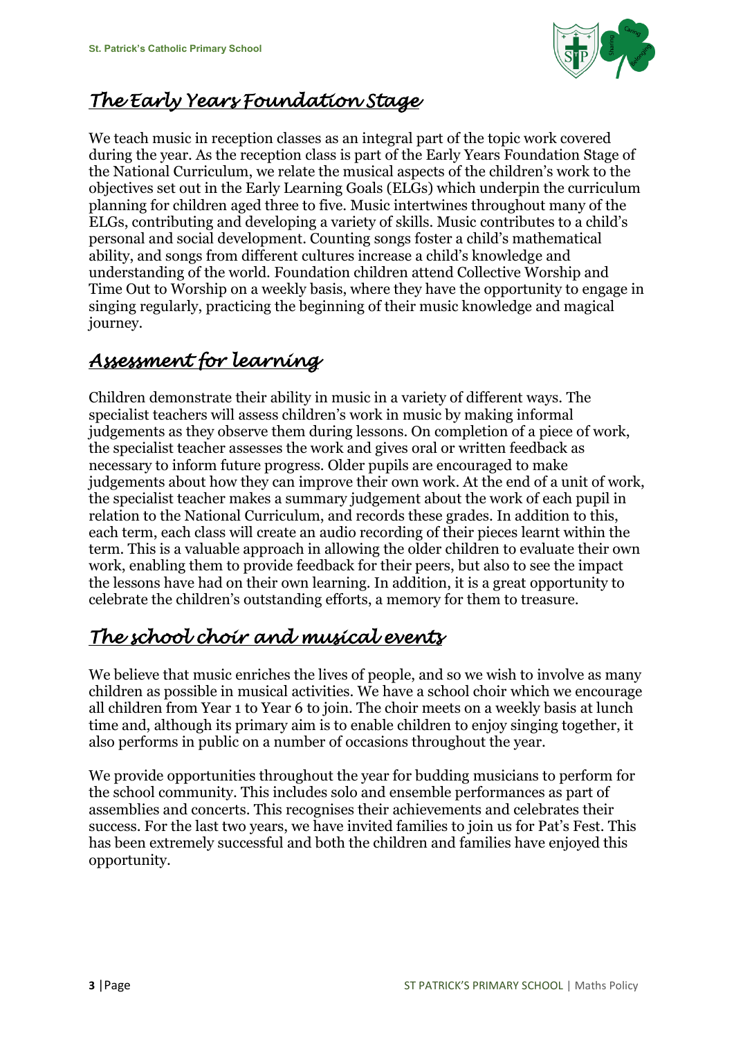## The Early Years Foundation Stage

We teach music in reception classes as an integral part of the topic work covered during the year. As the reception class is part of the Early Years Foundation Stage of the National Curriculum, we relate the musical aspects of the children's work to the objectives set out in the Early Learning Goals (ELGs) which underpin the curriculum planning for children aged three to five. Music intertwines throughout many of the ELGs, contributing and developing a variety of skills. Music contributes to a child's personal and social development. Counting songs foster a child's mathematical ability, and songs from different cultures increase a child's knowledge and understanding of the world. Foundation children attend Collective Worship and Time Out to Worship on a weekly basis, where they have the opportunity to engage in singing regularly, practicing the beginning of their music knowledge and magical journey.

## Assessment for learning

Children demonstrate their ability in music in a variety of different ways. The specialist teachers will assess children's work in music by making informal judgements as they observe them during lessons. On completion of a piece of work, the specialist teacher assesses the work and gives oral or written feedback as necessary to inform future progress. Older pupils are encouraged to make judgements about how they can improve their own work. At the end of a unit of work, the specialist teacher makes a summary judgement about the work of each pupil in relation to the National Curriculum, and records these grades. In addition to this, each term, each class will create an audio recording of their pieces learnt within the term. This is a valuable approach in allowing the older children to evaluate their own work, enabling them to provide feedback for their peers, but also to see the impact the lessons have had on their own learning. In addition, it is a great opportunity to celebrate the children's outstanding efforts, a memory for them to treasure.

## The school choir and musical events

We believe that music enriches the lives of people, and so we wish to involve as many children as possible in musical activities. We have a school choir which we encourage all children from Year 1 to Year 6 to join. The choir meets on a weekly basis at lunch time and, although its primary aim is to enable children to enjoy singing together, it also performs in public on a number of occasions throughout the year.

We provide opportunities throughout the year for budding musicians to perform for the school community. This includes solo and ensemble performances as part of assemblies and concerts. This recognises their achievements and celebrates their success. For the last two years, we have invited families to join us for Pat's Fest. This has been extremely successful and both the children and families have enjoyed this opportunity.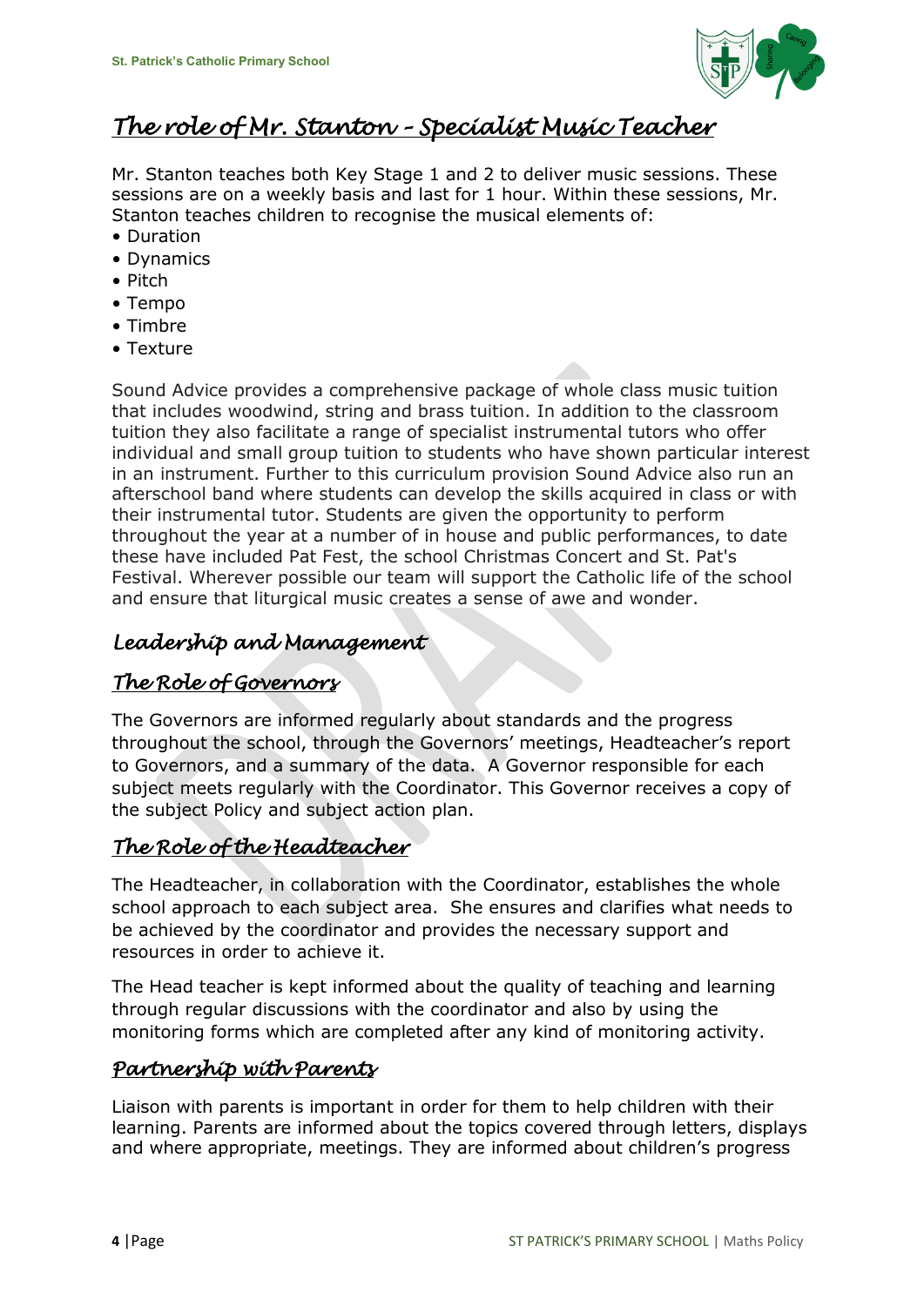## The role of Mr. Stanton – Specialist Music Teacher

Mr. Stanton teaches both Key Stage 1 and 2 to deliver music sessions. These sessions are on a weekly basis and last for 1 hour. Within these sessions, Mr. Stanton teaches children to recognise the musical elements of:

- Duration
- Dynamics
- Pitch
- Tempo
- Timbre
- Texture

Sound Advice provides a comprehensive package of whole class music tuition that includes woodwind, string and brass tuition. In addition to the classroom tuition they also facilitate a range of specialist instrumental tutors who offer individual and small group tuition to students who have shown particular interest in an instrument. Further to this curriculum provision Sound Advice also run an afterschool band where students can develop the skills acquired in class or with their instrumental tutor. Students are given the opportunity to perform throughout the year at a number of in house and public performances, to date these have included Pat Fest, the school Christmas Concert and St. Pat's Festival. Wherever possible our team will support the Catholic life of the school and ensure that liturgical music creates a sense of awe and wonder.

## Leadership and Management

### The Role of Governors

The Governors are informed regularly about standards and the progress throughout the school, through the Governors' meetings, Headteacher's report to Governors, and a summary of the data. A Governor responsible for each subject meets regularly with the Coordinator. This Governor receives a copy of the subject Policy and subject action plan.

### The Role of the Headteacher

The Headteacher, in collaboration with the Coordinator, establishes the whole school approach to each subject area. She ensures and clarifies what needs to be achieved by the coordinator and provides the necessary support and resources in order to achieve it.

The Head teacher is kept informed about the quality of teaching and learning through regular discussions with the coordinator and also by using the monitoring forms which are completed after any kind of monitoring activity.

### Partnership with Parents

Liaison with parents is important in order for them to help children with their learning. Parents are informed about the topics covered through letters, displays and where appropriate, meetings. They are informed about children's progress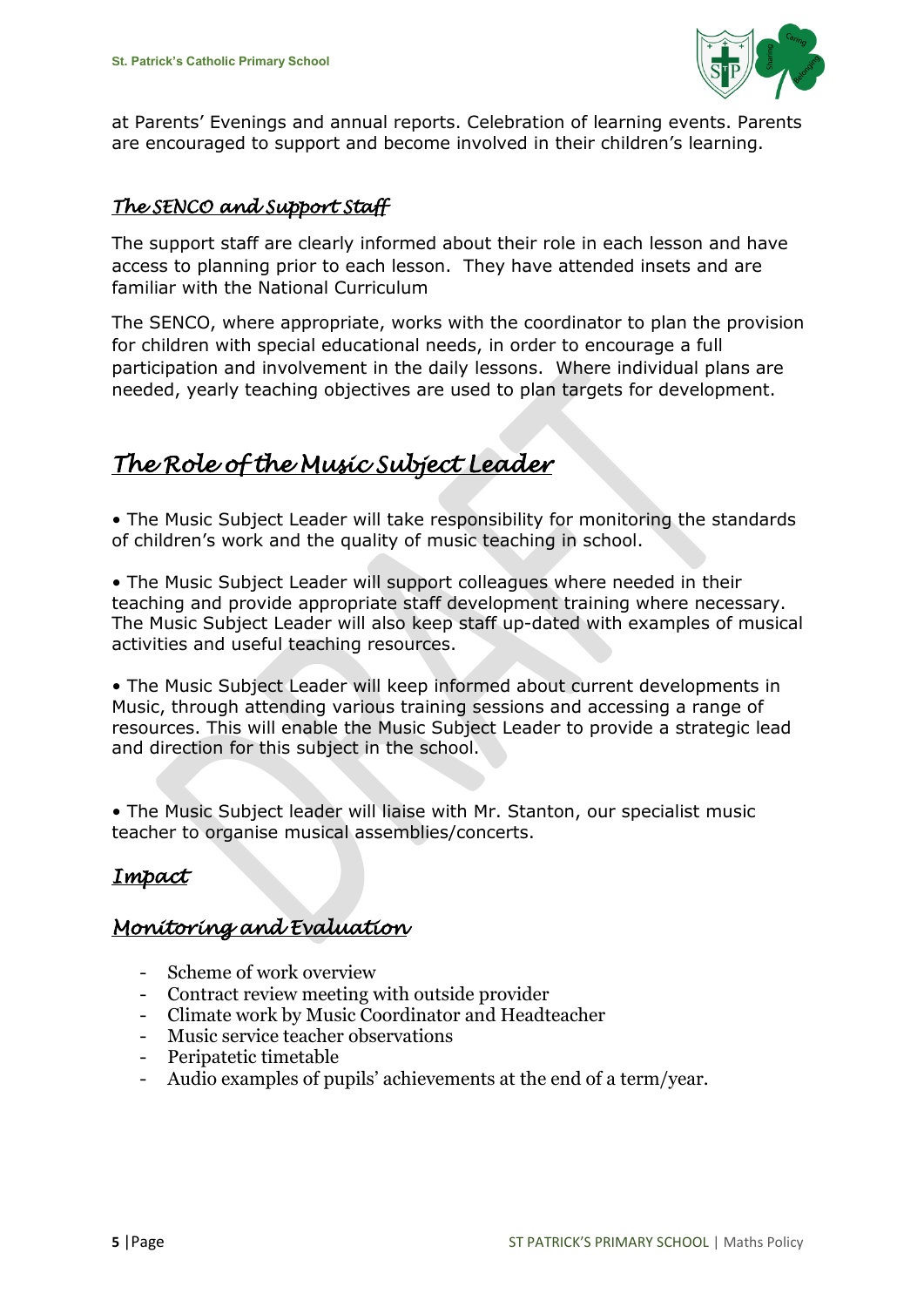at Parents' Evenings and annual reports. Celebration of learning events. Parents are encouraged to support and become involved in their children's learning.

### *The SENCO and Support Staff*

The support staff are clearly informed about their role in each lesson and have access to planning prior to each lesson. They have attended insets and are familiar with the National Curriculum

The SENCO, where appropriate, works with the coordinator to plan the provision for children with special educational needs, in order to encourage a full participation and involvement in the daily lessons. Where individual plans are needed, yearly teaching objectives are used to plan targets for development.

## *The Role of the Music Subject Leader*

• The Music Subject Leader will take responsibility for monitoring the standards of children's work and the quality of music teaching in school.

• The Music Subject Leader will support colleagues where needed in their teaching and provide appropriate staff development training where necessary. The Music Subject Leader will also keep staff up-dated with examples of musical activities and useful teaching resources.

• The Music Subject Leader will keep informed about current developments in Music, through attending various training sessions and accessing a range of resources. This will enable the Music Subject Leader to provide a strategic lead and direction for this subject in the school.

• The Music Subject leader will liaise with Mr. Stanton, our specialist music teacher to organise musical assemblies/concerts.

### *Impact*

### *Monitoring and Evaluation*

- Scheme of work overview
- Contract review meeting with outside provider
- Climate work by Music Coordinator and Headteacher
- Music service teacher observations
- Peripatetic timetable
- Audio examples of pupils' achievements at the end of a term/year.